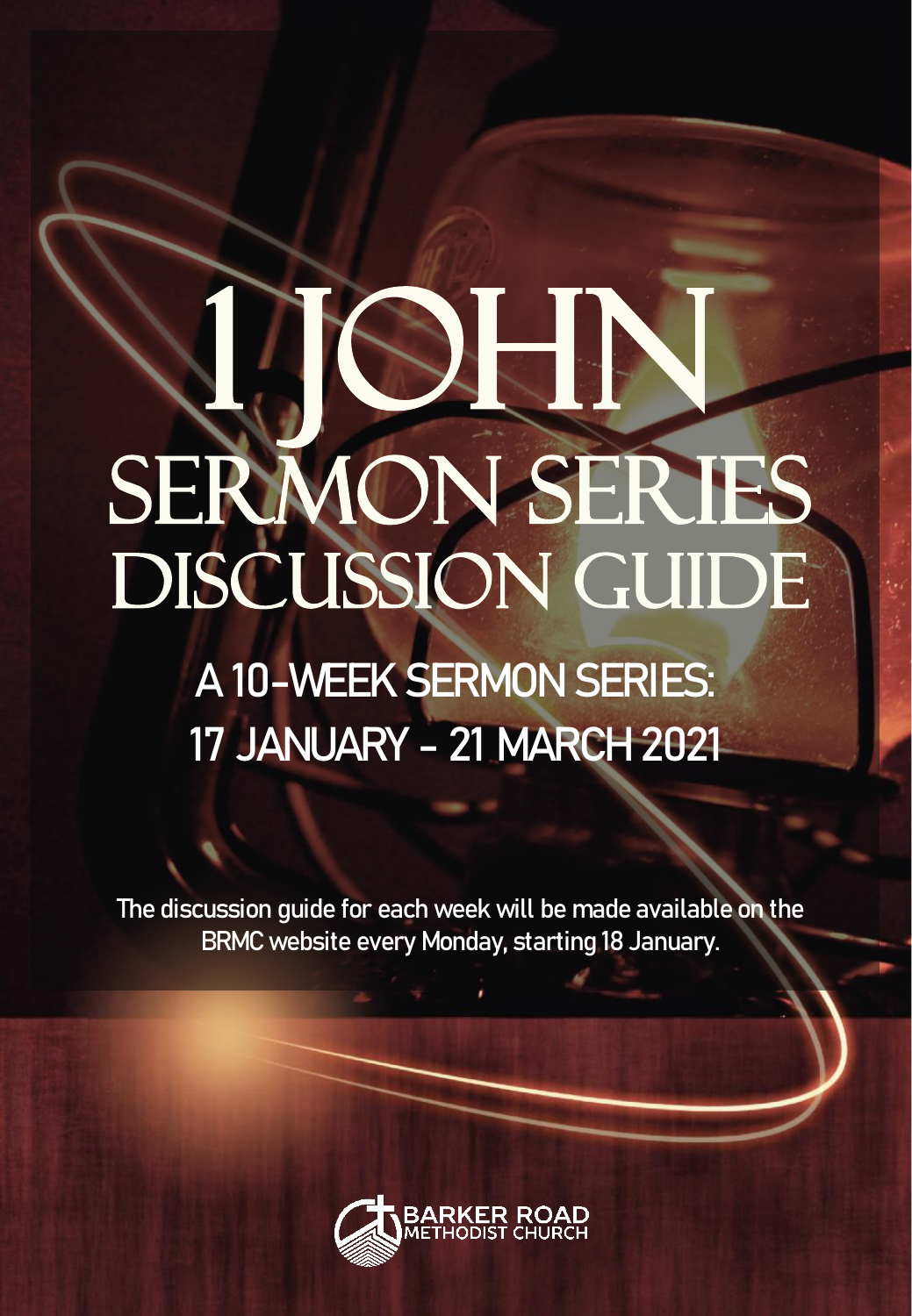# 1 JOHN SERMON SERIES DISCUSSION GUIDE

## A 10-WEEK SERMON SERIES: 17 JANUARY - 21 MARCH 2021

The discussion guide for each week will be made available on the BRMC website every Monday, starting 18 January.

BARKER ROAD METHODIST CHURCH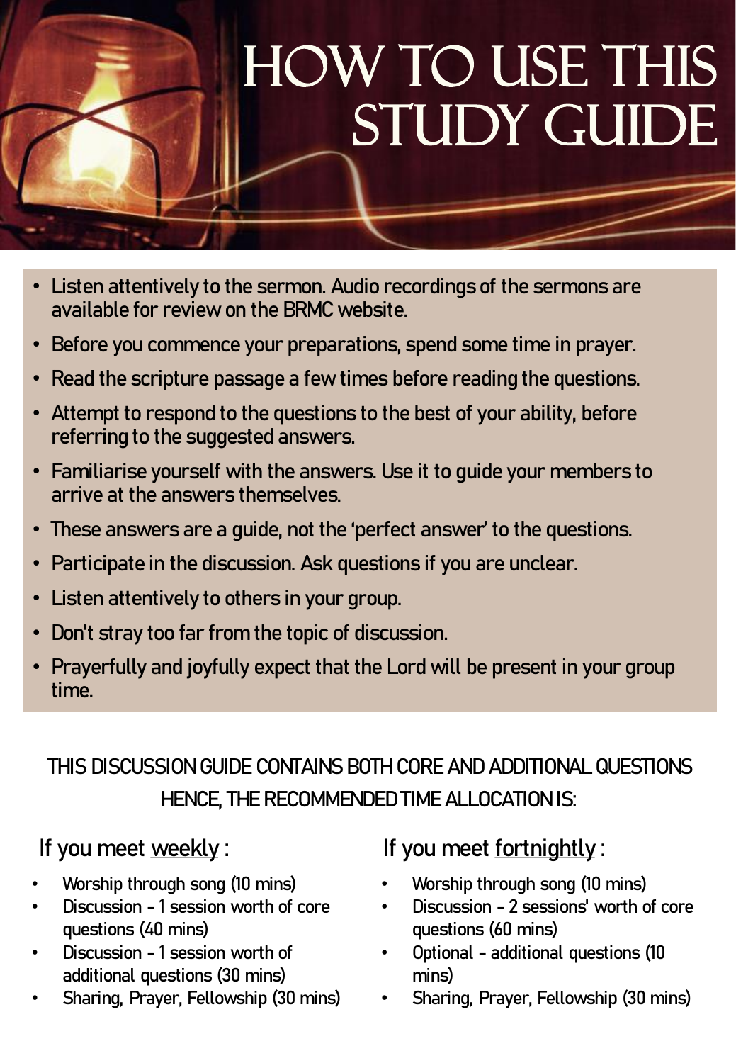# HOW TO USE THIS STUDY GUIDE

- Listen attentively to the sermon. Audio recordings of the sermons are available for review on the BRMC website.
- Before you commence your preparations, spend some time in prayer.
- Read the scripture passage a few times before reading the questions.
- Attempt to respond to the questions to the best of your ability, before referring to the suggested answers.
- Familiarise yourself with the answers. Use it to guide your members to arrive at the answers themselves.
- These answers are a guide, not the 'perfect answer' to the questions.
- Participate in the discussion. Ask questions if you are unclear.
- Listen attentively to others in your group.
- Don't stray too far from the topic of discussion.
- Prayerfully and joyfully expect that the Lord will be present in your group time.

THIS DISCUSSION GUIDE CONTAINS BOTH CORE AND ADDITIONAL QUESTIONS HENCE, THE RECOMMENDED TIME ALLOCATION IS:

If you meet <u>weekly</u> :

- Worship through song (10 mins)
- Discussion - 1 session worth of core questions (40 mins)
- Discussion - 1 session worth of additional questions (30 mins)
- Sharing, Prayer, Fellowship (30 mins)

If you meet <u>fortnightly</u> :

- Worship through song (10 mins)
- Discussion - 2 sessions' worth of core questions (60 mins)
- Optional - additional questions (10 mins)
- Sharing, Prayer, Fellowship (30 mins)